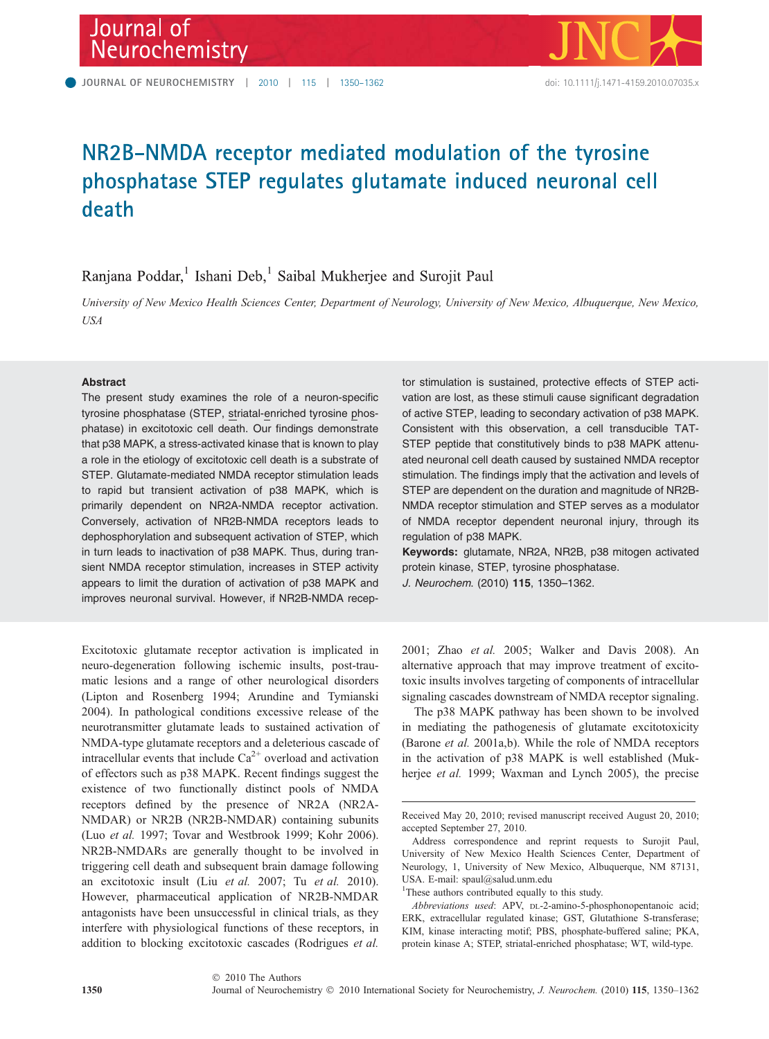# NR2B-NMDA receptor mediated modulation of the tyrosine phosphatase STEP regulates glutamate induced neuronal cell death

Ranjana Poddar,[1] Ishani Deb,[1] Saibal Mukherjee and Surojit Paul

*University of New Mexico Health Sciences Center, Department of Neurology, University of New Mexico, Albuquerque, New Mexico, USA*

## Abstract

The present study examines the role of a neuron-specific tyrosine phosphatase (STEP, striatal-enriched tyrosine phosphatase) in excitotoxic cell death. Our findings demonstrate that p38 MAPK, a stress-activated kinase that is known to play a role in the etiology of excitotoxic cell death is a substrate of STEP. Glutamate-mediated NMDA receptor stimulation leads to rapid but transient activation of p38 MAPK, which is primarily dependent on NR2A-NMDA receptor activation. Conversely, activation of NR2B-NMDA receptors leads to dephosphorylation and subsequent activation of STEP, which in turn leads to inactivation of p38 MAPK. Thus, during transient NMDA receptor stimulation, increases in STEP activity appears to limit the duration of activation of p38 MAPK and improves neuronal survival. However, if NR2B-NMDA receptor stimulation is sustained, protective effects of STEP activation are lost, as these stimuli cause significant degradation of active STEP, leading to secondary activation of p38 MAPK. Consistent with this observation, a cell transducible TAT-STEP peptide that constitutively binds to p38 MAPK attenuated neuronal cell death caused by sustained NMDA receptor stimulation. The findings imply that the activation and levels of STEP are dependent on the duration and magnitude of NR2B-NMDA receptor stimulation and STEP serves as a modulator of NMDA receptor dependent neuronal injury, through its regulation of p38 MAPK.

**Keywords:** glutamate, NR2A, NR2B, p38 mitogen activated protein kinase, STEP, tyrosine phosphatase.

*J. Neurochem.* (2010) **115**, 1350–1362.

Excitotoxic glutamate receptor activation is implicated in neuro-degeneration following ischemic insults, post-traumatic lesions and a range of other neurological disorders (Lipton and Rosenberg 1994; Arundine and Tymianski 2004). In pathological conditions excessive release of the neurotransmitter glutamate leads to sustained activation of NMDA-type glutamate receptors and a deleterious cascade of intracellular events that include $Ca^{2+}$ overload and activation of effectors such as p38 MAPK. Recent findings suggest the existence of two functionally distinct pools of NMDA receptors defined by the presence of NR2A (NR2A-NMDAR) or NR2B (NR2B-NMDAR) containing subunits (Luo *et al.* 1997; Tovar and Westbrook 1999; Kohr 2006). NR2B-NMDARs are generally thought to be involved in triggering cell death and subsequent brain damage following an excitotoxic insult (Liu *et al.* 2007; Tu *et al.* 2010). However, pharmaceutical application of NR2B-NMDAR antagonists have been unsuccessful in clinical trials, as they interfere with physiological functions of these receptors, in addition to blocking excitotoxic cascades (Rodrigues *et al.* 2001; Zhao *et al.* 2005; Walker and Davis 2008). An alternative approach that may improve treatment of excitotoxic insults involves targeting of components of intracellular signaling cascades downstream of NMDA receptor signaling.

The p38 MAPK pathway has been shown to be involved in mediating the pathogenesis of glutamate excitotoxicity (Barone *et al.* 2001a,b). While the role of NMDA receptors in the activation of p38 MAPK is well established (Mukherjee *et al.* 1999; Waxman and Lynch 2005), the precise

Received May 20, 2010; revised manuscript received August 20, 2010; accepted September 27, 2010.

Address correspondence and reprint requests to Surojit Paul, University of New Mexico Health Sciences Center, Department of Neurology, 1, University of New Mexico, Albuquerque, NM 87131, USA. E-mail: spaul@salud.unm.edu

[1]These authors contributed equally to this study.

*Abbreviations used*: APV, DL-2-amino-5-phosphonopentanoic acid; ERK, extracellular regulated kinase; GST, Glutathione S-transferase; KIM, kinase interacting motif; PBS, phosphate-buffered saline; PKA, protein kinase A; STEP, striatal-enriched phosphatase; WT, wild-type.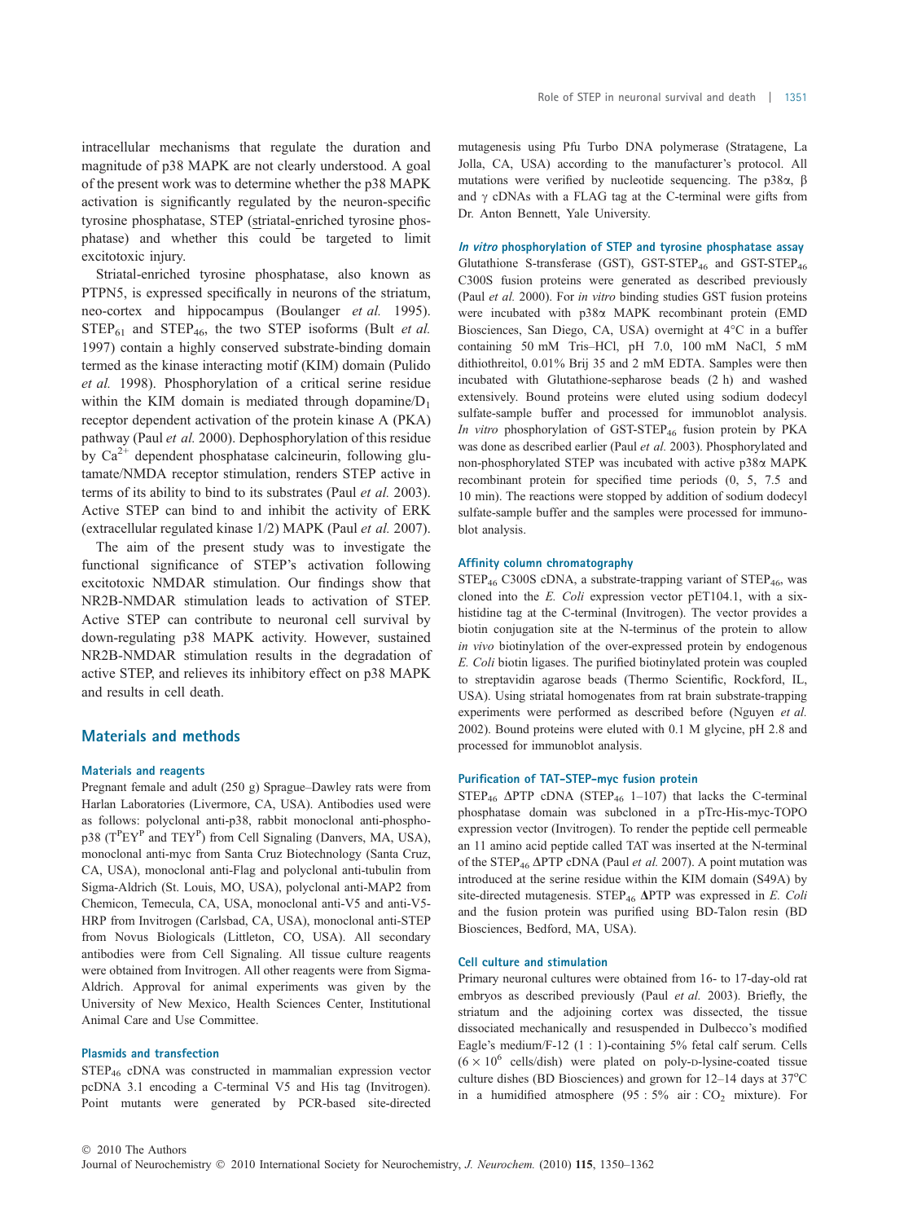intracellular mechanisms that regulate the duration and magnitude of p38 MAPK are not clearly understood. A goal of the present work was to determine whether the p38 MAPK activation is significantly regulated by the neuron-specific tyrosine phosphatase, STEP (striatal-enriched tyrosine phosphatase) and whether this could be targeted to limit excitotoxic injury.

Striatal-enriched tyrosine phosphatase, also known as PTPN5, is expressed specifically in neurons of the striatum, neo-cortex and hippocampus (Boulanger *et al.* 1995). $STEP_{61}$ and $STEP_{46}$, the two STEP isoforms (Bult *et al.* 1997) contain a highly conserved substrate-binding domain termed as the kinase interacting motif (KIM) domain (Pulido *et al.* 1998). Phosphorylation of a critical serine residue within the KIM domain is mediated through dopamine/$D_1$ receptor dependent activation of the protein kinase A (PKA) pathway (Paul *et al.* 2000). Dephosphorylation of this residue by $Ca^{2+}$ dependent phosphatase calcineurin, following glutamate/NMDA receptor stimulation, renders STEP active in terms of its ability to bind to its substrates (Paul *et al.* 2003). Active STEP can bind to and inhibit the activity of ERK (extracellular regulated kinase 1/2) MAPK (Paul *et al.* 2007).

The aim of the present study was to investigate the functional significance of STEP's activation following excitotoxic NMDAR stimulation. Our findings show that NR2B-NMDAR stimulation leads to activation of STEP. Active STEP can contribute to neuronal cell survival by down-regulating p38 MAPK activity. However, sustained NR2B-NMDAR stimulation results in the degradation of active STEP, and relieves its inhibitory effect on p38 MAPK and results in cell death.

## Materials and methods

### Materials and reagents

Pregnant female and adult (250 g) Sprague–Dawley rats were from Harlan Laboratories (Livermore, CA, USA). Antibodies used were as follows: polyclonal anti-p38, rabbit monoclonal anti-phospho-p38 ($T^PEY^P$ and $TEY^P$) from Cell Signaling (Danvers, MA, USA), monoclonal anti-myc from Santa Cruz Biotechnology (Santa Cruz, CA, USA), monoclonal anti-Flag and polyclonal anti-tubulin from Sigma-Aldrich (St. Louis, MO, USA), polyclonal anti-MAP2 from Chemicon, Temecula, CA, USA, monoclonal anti-V5 and anti-V5-HRP from Invitrogen (Carlsbad, CA, USA), monoclonal anti-STEP from Novus Biologicals (Littleton, CO, USA). All secondary antibodies were from Cell Signaling. All tissue culture reagents were obtained from Invitrogen. All other reagents were from Sigma-Aldrich. Approval for animal experiments was given by the University of New Mexico, Health Sciences Center, Institutional Animal Care and Use Committee.

### Plasmids and transfection

$STEP_{46}$ cDNA was constructed in mammalian expression vector pcDNA 3.1 encoding a C-terminal V5 and His tag (Invitrogen). Point mutants were generated by PCR-based site-directed mutagenesis using Pfu Turbo DNA polymerase (Stratagene, La Jolla, CA, USA) according to the manufacturer's protocol. All mutations were verified by nucleotide sequencing. The p38α, β and γ cDNAs with a FLAG tag at the C-terminal were gifts from Dr. Anton Bennett, Yale University.

### *In vitro* phosphorylation of STEP and tyrosine phosphatase assay

Glutathione S-transferase (GST), GST-$STEP_{46}$ and GST-$STEP_{46}$ C300S fusion proteins were generated as described previously (Paul *et al.* 2000). For *in vitro* binding studies GST fusion proteins were incubated with p38α MAPK recombinant protein (EMD Biosciences, San Diego, CA, USA) overnight at 4°C in a buffer containing 50 mM Tris–HCl, pH 7.0, 100 mM NaCl, 5 mM dithiothreitol, 0.01% Brij 35 and 2 mM EDTA. Samples were then incubated with Glutathione-sepharose beads (2 h) and washed extensively. Bound proteins were eluted using sodium dodecyl sulfate-sample buffer and processed for immunoblot analysis. *In vitro* phosphorylation of GST-$STEP_{46}$ fusion protein by PKA was done as described earlier (Paul *et al.* 2003). Phosphorylated and non-phosphorylated STEP was incubated with active p38α MAPK recombinant protein for specified time periods (0, 5, 7.5 and 10 min). The reactions were stopped by addition of sodium dodecyl sulfate-sample buffer and the samples were processed for immunoblot analysis.

### Affinity column chromatography

$STEP_{46}$ C300S cDNA, a substrate-trapping variant of $STEP_{46}$, was cloned into the *E. Coli* expression vector pET104.1, with a six-histidine tag at the C-terminal (Invitrogen). The vector provides a biotin conjugation site at the N-terminus of the protein to allow *in vivo* biotinylation of the over-expressed protein by endogenous *E. Coli* biotin ligases. The purified biotinylated protein was coupled to streptavidin agarose beads (Thermo Scientific, Rockford, IL, USA). Using striatal homogenates from rat brain substrate-trapping experiments were performed as described before (Nguyen *et al.* 2002). Bound proteins were eluted with 0.1 M glycine, pH 2.8 and processed for immunoblot analysis.

### Purification of TAT-STEP-myc fusion protein

$STEP_{46}$ ΔPTP cDNA ($STEP_{46}$ 1–107) that lacks the C-terminal phosphatase domain was subcloned in a pTrc-His-myc-TOPO expression vector (Invitrogen). To render the peptide cell permeable an 11 amino acid peptide called TAT was inserted at the N-terminal of the $STEP_{46}$ ΔPTP cDNA (Paul *et al.* 2007). A point mutation was introduced at the serine residue within the KIM domain (S49A) by site-directed mutagenesis. $STEP_{46}$ **Δ**PTP was expressed in *E. Coli* and the fusion protein was purified using BD-Talon resin (BD Biosciences, Bedford, MA, USA).

### Cell culture and stimulation

Primary neuronal cultures were obtained from 16- to 17-day-old rat embryos as described previously (Paul *et al.* 2003). Briefly, the striatum and the adjoining cortex was dissected, the tissue dissociated mechanically and resuspended in Dulbecco's modified Eagle's medium/F-12 (1 : 1)-containing 5% fetal calf serum. Cells ($6 \times 10^6$ cells/dish) were plated on poly-D-lysine-coated tissue culture dishes (BD Biosciences) and grown for 12–14 days at 37°C in a humidified atmosphere (95 : 5% air : $CO_2$ mixture). For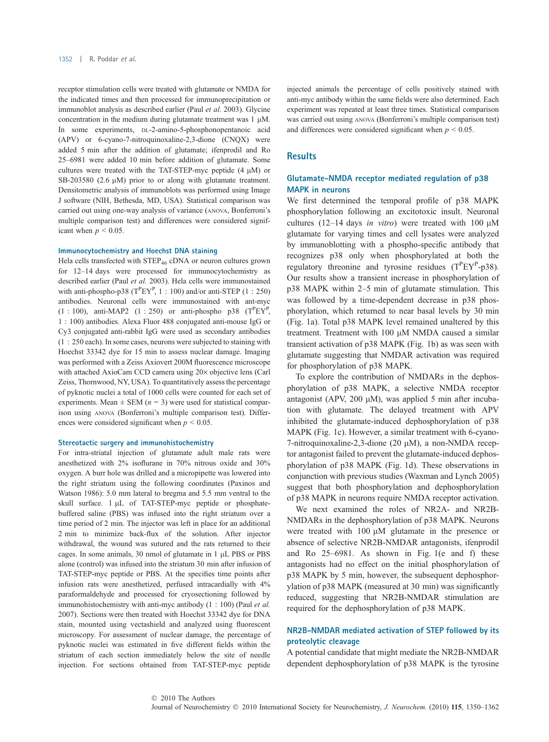receptor stimulation cells were treated with glutamate or NMDA for the indicated times and then processed for immunoprecipitation or immunoblot analysis as described earlier (Paul *et al.* 2003). Glycine concentration in the medium during glutamate treatment was 1 μM. In some experiments, DL-2-amino-5-phosphonopentanoic acid (APV) or 6-cyano-7-nitroquinoxaline-2,3-dione (CNQX) were added 5 min after the addition of glutamate; ifenprodil and Ro 25–6981 were added 10 min before addition of glutamate. Some cultures were treated with the TAT-STEP-myc peptide (4 μM) or SB-203580 (2.6 μM) prior to or along with glutamate treatment. Densitometric analysis of immunoblots was performed using Image J software (NIH, Bethesda, MD, USA). Statistical comparison was carried out using one-way analysis of variance (ANOVA, Bonferroni's multiple comparison test) and differences were considered significant when $p < 0.05$.

### Immunocytochemistry and Hoechst DNA staining

Hela cells transfected with $STEP_{46}$ cDNA or neuron cultures grown for 12–14 days were processed for immunocytochemistry as described earlier (Paul *et al.* 2003). Hela cells were immunostained with anti-phospho-p38 ($T^PEY^P$, 1 : 100) and/or anti-STEP (1 : 250) antibodies. Neuronal cells were immunostained with ant-myc (1 : 100), anti-MAP2 (1 : 250) or anti-phospho p38 ($T^PEY^P$, 1 : 100) antibodies. Alexa Fluor 488 conjugated anti-mouse IgG or Cy3 conjugated anti-rabbit IgG were used as secondary antibodies (1 : 250 each). In some cases, neurons were subjected to staining with Hoechst 33342 dye for 15 min to assess nuclear damage. Imaging was performed with a Zeiss Axiovert 200M fluorescence microscope with attached AxioCam CCD camera using 20× objective lens (Carl Zeiss, Thornwood, NY, USA). To quantitatively assess the percentage of pyknotic nuclei a total of 1000 cells were counted for each set of experiments. Mean ± SEM ($n = 3$) were used for statistical comparison using ANOVA (Bonferroni's multiple comparison test). Differences were considered significant when $p < 0.05$.

### Stereotactic surgery and immunohistochemistry

For intra-striatal injection of glutamate adult male rats were anesthetized with 2% isoflurane in 70% nitrous oxide and 30% oxygen. A burr hole was drilled and a micropipette was lowered into the right striatum using the following coordinates (Paxinos and Watson 1986): 5.0 mm lateral to bregma and 5.5 mm ventral to the skull surface. 1 μL of TAT-STEP-myc peptide or phosphate-buffered saline (PBS) was infused into the right striatum over a time period of 2 min. The injector was left in place for an additional 2 min to minimize back-flux of the solution. After injector withdrawal, the wound was sutured and the rats returned to their cages. In some animals, 30 nmol of glutamate in 1 μL PBS or PBS alone (control) was infused into the striatum 30 min after infusion of TAT-STEP-myc peptide or PBS. At the specifies time points after infusion rats were anesthetized, perfused intracardially with 4% paraformaldehyde and processed for cryosectioning followed by immunohistochemistry with anti-myc antibody (1 : 100) (Paul *et al.* 2007). Sections were then treated with Hoechst 33342 dye for DNA stain, mounted using vectashield and analyzed using fluorescent microscopy. For assessment of nuclear damage, the percentage of pyknotic nuclei was estimated in five different fields within the striatum of each section immediately below the site of needle injection. For sections obtained from TAT-STEP-myc peptide injected animals the percentage of cells positively stained with anti-myc antibody within the same fields were also determined. Each experiment was repeated at least three times. Statistical comparison was carried out using ANOVA (Bonferroni's multiple comparison test) and differences were considered significant when $p < 0.05$.

## Results

### Glutamate–NMDA receptor mediated regulation of p38 MAPK in neurons

We first determined the temporal profile of p38 MAPK phosphorylation following an excitotoxic insult. Neuronal cultures (12–14 days *in vitro*) were treated with 100 μM glutamate for varying times and cell lysates were analyzed by immunoblotting with a phospho-specific antibody that recognizes p38 only when phosphorylated at both the regulatory threonine and tyrosine residues ($T^PEY^P$-p38). Our results show a transient increase in phosphorylation of p38 MAPK within 2–5 min of glutamate stimulation. This was followed by a time-dependent decrease in p38 phosphorylation, which returned to near basal levels by 30 min (Fig. 1a). Total p38 MAPK level remained unaltered by this treatment. Treatment with 100 μM NMDA caused a similar transient activation of p38 MAPK (Fig. 1b) as was seen with glutamate suggesting that NMDAR activation was required for phosphorylation of p38 MAPK.

To explore the contribution of NMDARs in the dephosphorylation of p38 MAPK, a selective NMDA receptor antagonist (APV, 200 μM), was applied 5 min after incubation with glutamate. The delayed treatment with APV inhibited the glutamate-induced dephosphorylation of p38 MAPK (Fig. 1c). However, a similar treatment with 6-cyano-7-nitroquinoxaline-2,3-dione (20 μM), a non-NMDA receptor antagonist failed to prevent the glutamate-induced dephosphorylation of p38 MAPK (Fig. 1d). These observations in conjunction with previous studies (Waxman and Lynch 2005) suggest that both phosphorylation and dephosphorylation of p38 MAPK in neurons require NMDA receptor activation.

We next examined the roles of NR2A- and NR2B-NMDARs in the dephosphorylation of p38 MAPK. Neurons were treated with 100 μM glutamate in the presence or absence of selective NR2B-NMDAR antagonists, ifenprodil and Ro 25–6981. As shown in Fig. 1(e and f) these antagonists had no effect on the initial phosphorylation of p38 MAPK by 5 min, however, the subsequent dephosphorylation of p38 MAPK (measured at 30 min) was significantly reduced, suggesting that NR2B-NMDAR stimulation are required for the dephosphorylation of p38 MAPK.

### NR2B-NMDAR mediated activation of STEP followed by its proteolytic cleavage

A potential candidate that might mediate the NR2B-NMDAR dependent dephosphorylation of p38 MAPK is the tyrosine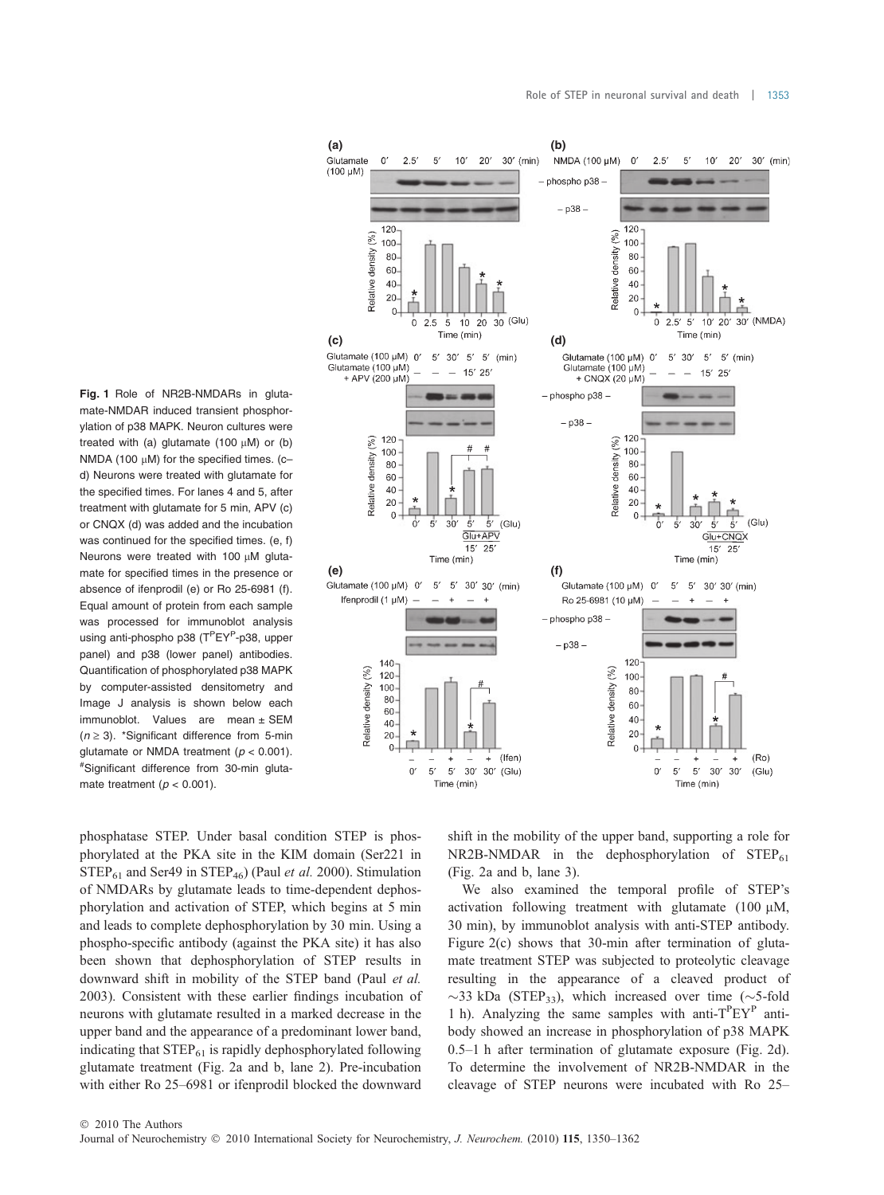**Fig. 1** Role of NR2B-NMDARs in glutamate-NMDAR induced transient phosphorylation of p38 MAPK. Neuron cultures were treated with (a) glutamate (100 μM) or (b) NMDA (100 μM) for the specified times. (c–d) Neurons were treated with glutamate for the specified times. For lanes 4 and 5, after treatment with glutamate for 5 min, APV (c) or CNQX (d) was added and the incubation was continued for the specified times. (e, f) Neurons were treated with 100 μM glutamate for specified times in the presence or absence of ifenprodil (e) or Ro 25-6981 (f). Equal amount of protein from each sample was processed for immunoblot analysis using anti-phospho p38 ($T^PEY^P$-p38, upper panel) and p38 (lower panel) antibodies. Quantification of phosphorylated p38 MAPK by computer-assisted densitometry and Image J analysis is shown below each immunoblot. Values are mean ± SEM ($n \geq 3$). *Significant difference from 5-min glutamate or NMDA treatment ($p < 0.001$). #Significant difference from 30-min glutamate treatment ($p < 0.001$).

phosphatase STEP. Under basal condition STEP is phosphorylated at the PKA site in the KIM domain (Ser221 in $STEP_{61}$ and Ser49 in $STEP_{46}$) (Paul *et al.* 2000). Stimulation of NMDARs by glutamate leads to time-dependent dephosphorylation and activation of STEP, which begins at 5 min and leads to complete dephosphorylation by 30 min. Using a phospho-specific antibody (against the PKA site) it has also been shown that dephosphorylation of STEP results in downward shift in mobility of the STEP band (Paul *et al.* 2003). Consistent with these earlier findings incubation of neurons with glutamate resulted in a marked decrease in the upper band and the appearance of a predominant lower band, indicating that $STEP_{61}$ is rapidly dephosphorylated following glutamate treatment (Fig. 2a and b, lane 2). Pre-incubation with either Ro 25–6981 or ifenprodil blocked the downward shift in the mobility of the upper band, supporting a role for NR2B-NMDAR in the dephosphorylation of $STEP_{61}$ (Fig. 2a and b, lane 3).

We also examined the temporal profile of STEP's activation following treatment with glutamate (100 μM, 30 min), by immunoblot analysis with anti-STEP antibody. Figure 2(c) shows that 30-min after termination of glutamate treatment STEP was subjected to proteolytic cleavage resulting in the appearance of a cleaved product of ~33 kDa ($STEP_{33}$), which increased over time (~5-fold 1 h). Analyzing the same samples with anti-$T^PEY^P$ antibody showed an increase in phosphorylation of p38 MAPK 0.5–1 h after termination of glutamate exposure (Fig. 2d). To determine the involvement of NR2B-NMDAR in the cleavage of STEP neurons were incubated with Ro 25–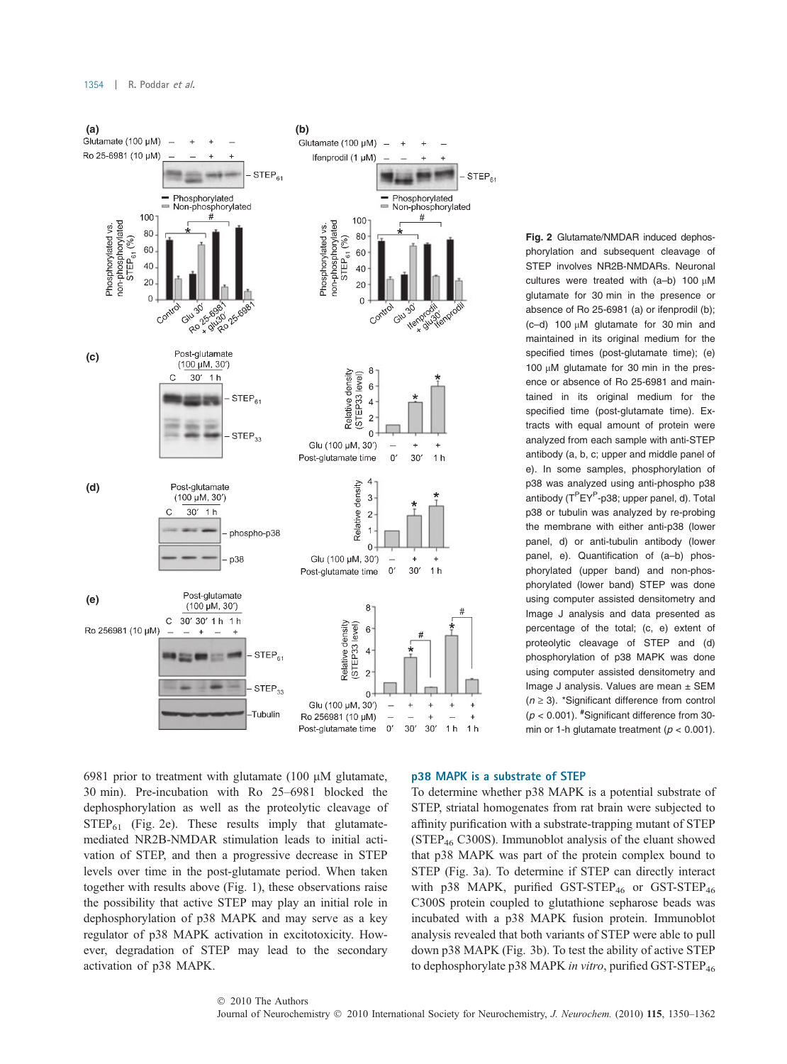**Fig. 2** Glutamate/NMDAR induced dephosphorylation and subsequent cleavage of STEP involves NR2B-NMDARs. Neuronal cultures were treated with (a–b) 100 μM glutamate for 30 min in the presence or absence of Ro 25-6981 (a) or ifenprodil (b); (c–d) 100 μM glutamate for 30 min and maintained in its original medium for the specified times (post-glutamate time); (e) 100 μM glutamate for 30 min in the presence or absence of Ro 25-6981 and maintained in its original medium for the specified time (post-glutamate time). Extracts with equal amount of protein were analyzed from each sample with anti-STEP antibody (a, b, c; upper and middle panel of e). In some samples, phosphorylation of p38 was analyzed using anti-phospho p38 antibody ($T^{P}EY^{P}$-p38; upper panel, d). Total p38 or tubulin was analyzed by re-probing the membrane with either anti-p38 (lower panel, d) or anti-tubulin antibody (lower panel, e). Quantification of (a–b) phosphorylated (upper band) and non-phosphorylated (lower band) STEP was done using computer assisted densitometry and Image J analysis and data presented as percentage of the total; (c, e) extent of proteolytic cleavage of STEP and (d) phosphorylation of p38 MAPK was done using computer assisted densitometry and Image J analysis. Values are mean ± SEM ($n \geq 3$). *Significant difference from control ($p < 0.001$). #Significant difference from 30-min or 1-h glutamate treatment ($p < 0.001$).

6981 prior to treatment with glutamate (100 μM glutamate, 30 min). Pre-incubation with Ro 25–6981 blocked the dephosphorylation as well as the proteolytic cleavage of $STEP_{61}$ (Fig. 2e). These results imply that glutamate-mediated NR2B-NMDAR stimulation leads to initial activation of STEP, and then a progressive decrease in STEP levels over time in the post-glutamate period. When taken together with results above (Fig. 1), these observations raise the possibility that active STEP may play an initial role in dephosphorylation of p38 MAPK and may serve as a key regulator of p38 MAPK activation in excitotoxicity. However, degradation of STEP may lead to the secondary activation of p38 MAPK.

### p38 MAPK is a substrate of STEP

To determine whether p38 MAPK is a potential substrate of STEP, striatal homogenates from rat brain were subjected to affinity purification with a substrate-trapping mutant of STEP ($STEP_{46}$ C300S). Immunoblot analysis of the eluant showed that p38 MAPK was part of the protein complex bound to STEP (Fig. 3a). To determine if STEP can directly interact with p38 MAPK, purified GST-$STEP_{46}$ or GST-$STEP_{46}$ C300S protein coupled to glutathione sepharose beads was incubated with a p38 MAPK fusion protein. Immunoblot analysis revealed that both variants of STEP were able to pull down p38 MAPK (Fig. 3b). To test the ability of active STEP to dephosphorylate p38 MAPK *in vitro*, purified GST-$STEP_{46}$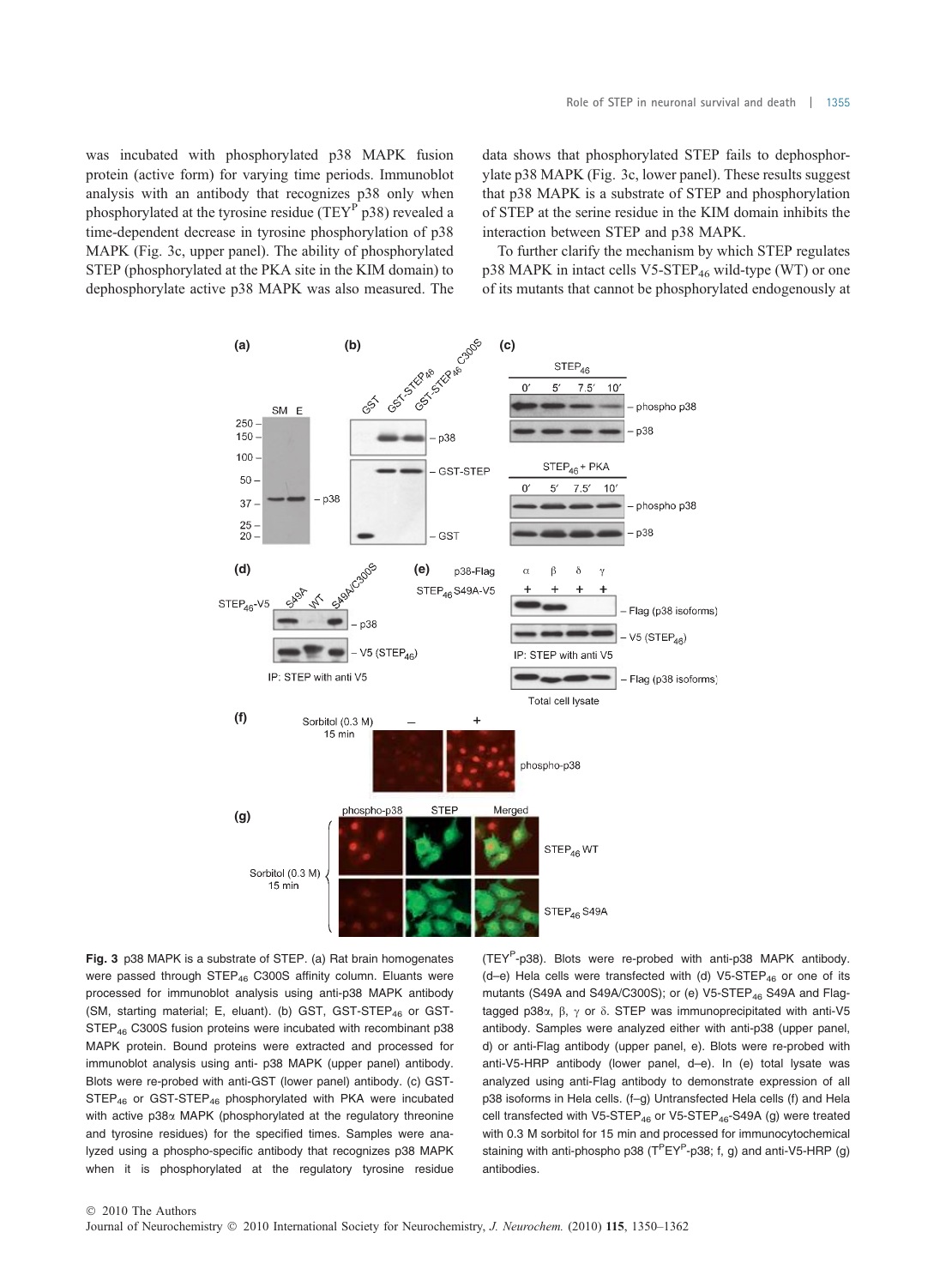was incubated with phosphorylated p38 MAPK fusion protein (active form) for varying time periods. Immunoblot analysis with an antibody that recognizes p38 only when phosphorylated at the tyrosine residue ($TEY^P$ p38) revealed a time-dependent decrease in tyrosine phosphorylation of p38 MAPK (Fig. 3c, upper panel). The ability of phosphorylated STEP (phosphorylated at the PKA site in the KIM domain) to dephosphorylate active p38 MAPK was also measured. The data shows that phosphorylated STEP fails to dephosphorylate p38 MAPK (Fig. 3c, lower panel). These results suggest that p38 MAPK is a substrate of STEP and phosphorylation of STEP at the serine residue in the KIM domain inhibits the interaction between STEP and p38 MAPK.

To further clarify the mechanism by which STEP regulates p38 MAPK in intact cells V5-$STEP_{46}$ wild-type (WT) or one of its mutants that cannot be phosphorylated endogenously at

**Fig. 3** p38 MAPK is a substrate of STEP. (a) Rat brain homogenates were passed through $STEP_{46}$ C300S affinity column. Eluants were processed for immunoblot analysis using anti-p38 MAPK antibody (SM, starting material; E, eluant). (b) GST, GST-$STEP_{46}$ or GST-$STEP_{46}$ C300S fusion proteins were incubated with recombinant p38 MAPK protein. Bound proteins were extracted and processed for immunoblot analysis using anti- p38 MAPK (upper panel) antibody. Blots were re-probed with anti-GST (lower panel) antibody. (c) GST-$STEP_{46}$ or GST-$STEP_{46}$ phosphorylated with PKA were incubated with active p38α MAPK (phosphorylated at the regulatory threonine and tyrosine residues) for the specified times. Samples were analyzed using a phospho-specific antibody that recognizes p38 MAPK when it is phosphorylated at the regulatory tyrosine residue ($TEY^P$-p38). Blots were re-probed with anti-p38 MAPK antibody. (d–e) Hela cells were transfected with (d) V5-$STEP_{46}$ or one of its mutants (S49A and S49A/C300S); or (e) V5-$STEP_{46}$ S49A and Flag-tagged p38α, β, γ or δ. STEP was immunoprecipitated with anti-V5 antibody. Samples were analyzed either with anti-p38 (upper panel, d) or anti-Flag antibody (upper panel, e). Blots were re-probed with anti-V5-HRP antibody (lower panel, d–e). In (e) total lysate was analyzed using anti-Flag antibody to demonstrate expression of all p38 isoforms in Hela cells. (f–g) Untransfected Hela cells (f) and Hela cell transfected with V5-$STEP_{46}$ or V5-$STEP_{46}$-S49A (g) were treated with 0.3 M sorbitol for 15 min and processed for immunocytochemical staining with anti-phospho p38 ($T^PEY^P$-p38; f, g) and anti-V5-HRP (g) antibodies.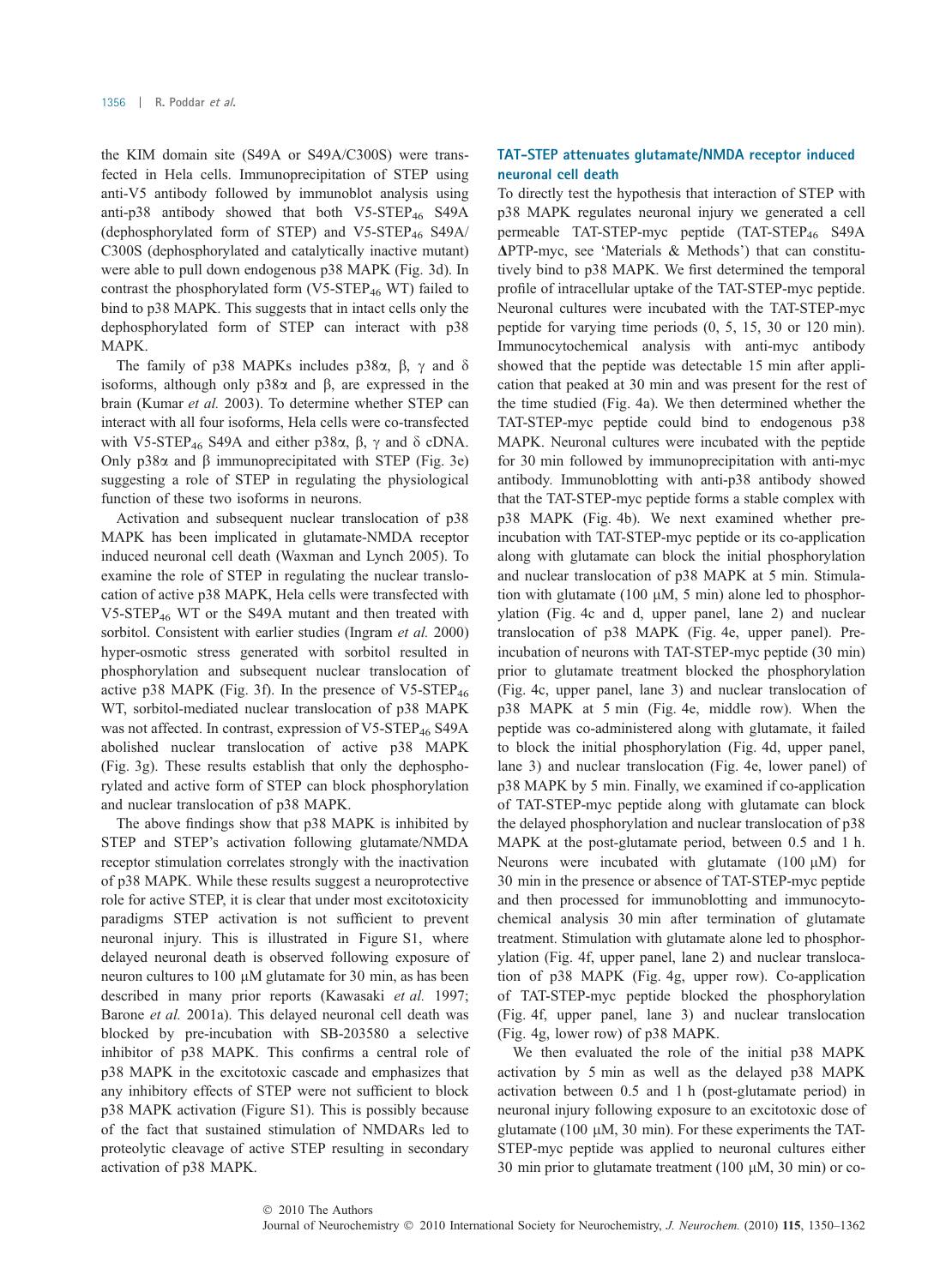the KIM domain site (S49A or S49A/C300S) were transfected in Hela cells. Immunoprecipitation of STEP using anti-V5 antibody followed by immunoblot analysis using anti-p38 antibody showed that both V5-$STEP_{46}$ S49A (dephosphorylated form of STEP) and V5-$STEP_{46}$ S49A/C300S (dephosphorylated and catalytically inactive mutant) were able to pull down endogenous p38 MAPK (Fig. 3d). In contrast the phosphorylated form (V5-$STEP_{46}$ WT) failed to bind to p38 MAPK. This suggests that in intact cells only the dephosphorylated form of STEP can interact with p38 MAPK.

The family of p38 MAPKs includes p38α, β, γ and δ isoforms, although only p38α and β, are expressed in the brain (Kumar *et al.* 2003). To determine whether STEP can interact with all four isoforms, Hela cells were co-transfected with V5-$STEP_{46}$ S49A and either p38α, β, γ and δ cDNA. Only p38α and β immunoprecipitated with STEP (Fig. 3e) suggesting a role of STEP in regulating the physiological function of these two isoforms in neurons.

Activation and subsequent nuclear translocation of p38 MAPK has been implicated in glutamate-NMDA receptor induced neuronal cell death (Waxman and Lynch 2005). To examine the role of STEP in regulating the nuclear translocation of active p38 MAPK, Hela cells were transfected with V5-$STEP_{46}$ WT or the S49A mutant and then treated with sorbitol. Consistent with earlier studies (Ingram *et al.* 2000) hyper-osmotic stress generated with sorbitol resulted in phosphorylation and subsequent nuclear translocation of active p38 MAPK (Fig. 3f). In the presence of V5-$STEP_{46}$ WT, sorbitol-mediated nuclear translocation of p38 MAPK was not affected. In contrast, expression of V5-$STEP_{46}$ S49A abolished nuclear translocation of active p38 MAPK (Fig. 3g). These results establish that only the dephosphorylated and active form of STEP can block phosphorylation and nuclear translocation of p38 MAPK.

The above findings show that p38 MAPK is inhibited by STEP and STEP's activation following glutamate/NMDA receptor stimulation correlates strongly with the inactivation of p38 MAPK. While these results suggest a neuroprotective role for active STEP, it is clear that under most excitotoxicity paradigms STEP activation is not sufficient to prevent neuronal injury. This is illustrated in Figure S1, where delayed neuronal death is observed following exposure of neuron cultures to 100 μM glutamate for 30 min, as has been described in many prior reports (Kawasaki *et al.* 1997; Barone *et al.* 2001a). This delayed neuronal cell death was blocked by pre-incubation with SB-203580 a selective inhibitor of p38 MAPK. This confirms a central role of p38 MAPK in the excitotoxic cascade and emphasizes that any inhibitory effects of STEP were not sufficient to block p38 MAPK activation (Figure S1). This is possibly because of the fact that sustained stimulation of NMDARs led to proteolytic cleavage of active STEP resulting in secondary activation of p38 MAPK.

### TAT-STEP attenuates glutamate/NMDA receptor induced neuronal cell death

To directly test the hypothesis that interaction of STEP with p38 MAPK regulates neuronal injury we generated a cell permeable TAT-STEP-myc peptide (TAT-$STEP_{46}$ S49A ΔPTP-myc, see 'Materials & Methods') that can constitutively bind to p38 MAPK. We first determined the temporal profile of intracellular uptake of the TAT-STEP-myc peptide. Neuronal cultures were incubated with the TAT-STEP-myc peptide for varying time periods (0, 5, 15, 30 or 120 min). Immunocytochemical analysis with anti-myc antibody showed that the peptide was detectable 15 min after application that peaked at 30 min and was present for the rest of the time studied (Fig. 4a). We then determined whether the TAT-STEP-myc peptide could bind to endogenous p38 MAPK. Neuronal cultures were incubated with the peptide for 30 min followed by immunoprecipitation with anti-myc antibody. Immunoblotting with anti-p38 antibody showed that the TAT-STEP-myc peptide forms a stable complex with p38 MAPK (Fig. 4b). We next examined whether pre-incubation with TAT-STEP-myc peptide or its co-application along with glutamate can block the initial phosphorylation and nuclear translocation of p38 MAPK at 5 min. Stimulation with glutamate (100 μM, 5 min) alone led to phosphorylation (Fig. 4c and d, upper panel, lane 2) and nuclear translocation of p38 MAPK (Fig. 4e, upper panel). Pre-incubation of neurons with TAT-STEP-myc peptide (30 min) prior to glutamate treatment blocked the phosphorylation (Fig. 4c, upper panel, lane 3) and nuclear translocation of p38 MAPK at 5 min (Fig. 4e, middle row). When the peptide was co-administered along with glutamate, it failed to block the initial phosphorylation (Fig. 4d, upper panel, lane 3) and nuclear translocation (Fig. 4e, lower panel) of p38 MAPK by 5 min. Finally, we examined if co-application of TAT-STEP-myc peptide along with glutamate can block the delayed phosphorylation and nuclear translocation of p38 MAPK at the post-glutamate period, between 0.5 and 1 h. Neurons were incubated with glutamate (100 μM) for 30 min in the presence or absence of TAT-STEP-myc peptide and then processed for immunoblotting and immunocytochemical analysis 30 min after termination of glutamate treatment. Stimulation with glutamate alone led to phosphorylation (Fig. 4f, upper panel, lane 2) and nuclear translocation of p38 MAPK (Fig. 4g, upper row). Co-application of TAT-STEP-myc peptide blocked the phosphorylation (Fig. 4f, upper panel, lane 3) and nuclear translocation (Fig. 4g, lower row) of p38 MAPK.

We then evaluated the role of the initial p38 MAPK activation by 5 min as well as the delayed p38 MAPK activation between 0.5 and 1 h (post-glutamate period) in neuronal injury following exposure to an excitotoxic dose of glutamate (100 μM, 30 min). For these experiments the TAT-STEP-myc peptide was applied to neuronal cultures either 30 min prior to glutamate treatment (100 μM, 30 min) or co-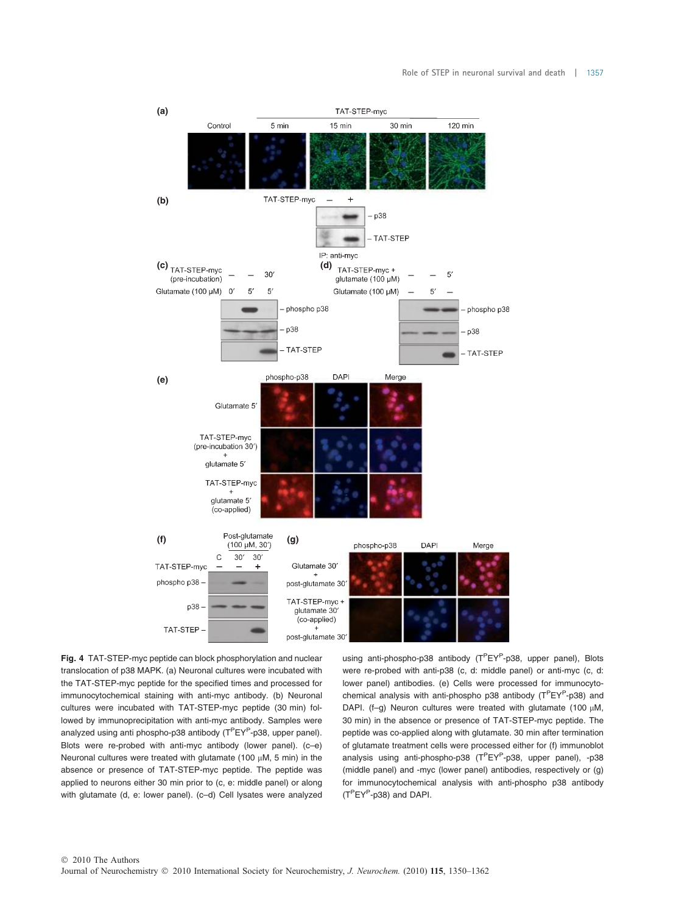**Fig. 4** TAT-STEP-myc peptide can block phosphorylation and nuclear translocation of p38 MAPK. (a) Neuronal cultures were incubated with the TAT-STEP-myc peptide for the specified times and processed for immunocytochemical staining with anti-myc antibody. (b) Neuronal cultures were incubated with TAT-STEP-myc peptide (30 min) followed by immunoprecipitation with anti-myc antibody. Samples were analyzed using anti phospho-p38 antibody ($T^{P}EY^{P}$-p38, upper panel). Blots were re-probed with anti-myc antibody (lower panel). (c–e) Neuronal cultures were treated with glutamate (100 μM, 5 min) in the absence or presence of TAT-STEP-myc peptide. The peptide was applied to neurons either 30 min prior to (c, e: middle panel) or along with glutamate (d, e: lower panel). (c–d) Cell lysates were analyzed using anti-phospho-p38 antibody ($T^{P}EY^{P}$-p38, upper panel), Blots were re-probed with anti-p38 (c, d: middle panel) or anti-myc (c, d: lower panel) antibodies. (e) Cells were processed for immunocytochemical analysis with anti-phospho p38 antibody ($T^{P}EY^{P}$-p38) and DAPI. (f–g) Neuron cultures were treated with glutamate (100 μM, 30 min) in the absence or presence of TAT-STEP-myc peptide. The peptide was co-applied along with glutamate. 30 min after termination of glutamate treatment cells were processed either for (f) immunoblot analysis using anti-phospho-p38 ($T^{P}EY^{P}$-p38, upper panel), -p38 (middle panel) and -myc (lower panel) antibodies, respectively or (g) for immunocytochemical analysis with anti-phospho p38 antibody ($T^{P}EY^{P}$-p38) and DAPI.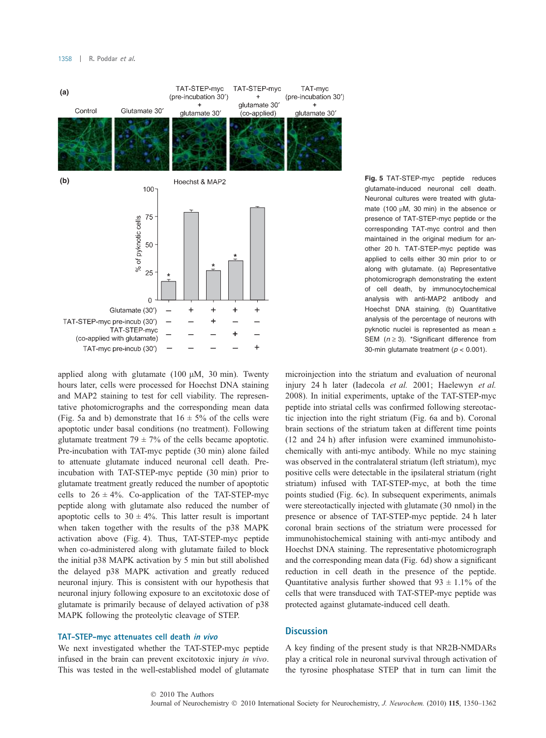Fig. 5 TAT-STEP-myc peptide reduces glutamate-induced neuronal cell death. Neuronal cultures were treated with glutamate (100 μM, 30 min) in the absence or presence of TAT-STEP-myc peptide or the corresponding TAT-myc control and then maintained in the original medium for another 20 h. TAT-STEP-myc peptide was applied to cells either 30 min prior to or along with glutamate. (a) Representative photomicrograph demonstrating the extent of cell death, by immunocytochemical analysis with anti-MAP2 antibody and Hoechst DNA staining. (b) Quantitative analysis of the percentage of neurons with pyknotic nuclei is represented as mean ± SEM ($n \geq 3$). *Significant difference from 30-min glutamate treatment ($p < 0.001$).

applied along with glutamate (100 μM, 30 min). Twenty hours later, cells were processed for Hoechst DNA staining and MAP2 staining to test for cell viability. The representative photomicrographs and the corresponding mean data (Fig. 5a and b) demonstrate that 16 ± 5% of the cells were apoptotic under basal conditions (no treatment). Following glutamate treatment 79 ± 7% of the cells became apoptotic. Pre-incubation with TAT-myc peptide (30 min) alone failed to attenuate glutamate induced neuronal cell death. Pre-incubation with TAT-STEP-myc peptide (30 min) prior to glutamate treatment greatly reduced the number of apoptotic cells to 26 ± 4%. Co-application of the TAT-STEP-myc peptide along with glutamate also reduced the number of apoptotic cells to 30 ± 4%. This latter result is important when taken together with the results of the p38 MAPK activation above (Fig. 4). Thus, TAT-STEP-myc peptide when co-administered along with glutamate failed to block the initial p38 MAPK activation by 5 min but still abolished the delayed p38 MAPK activation and greatly reduced neuronal injury. This is consistent with our hypothesis that neuronal injury following exposure to an excitotoxic dose of glutamate is primarily because of delayed activation of p38 MAPK following the proteolytic cleavage of STEP.

### TAT-STEP-myc attenuates cell death *in vivo*

We next investigated whether the TAT-STEP-myc peptide infused in the brain can prevent excitotoxic injury *in vivo*. This was tested in the well-established model of glutamate microinjection into the striatum and evaluation of neuronal injury 24 h later (Iadecola *et al.* 2001; Haelewyn *et al.* 2008). In initial experiments, uptake of the TAT-STEP-myc peptide into striatal cells was confirmed following stereotactic injection into the right striatum (Fig. 6a and b). Coronal brain sections of the striatum taken at different time points (12 and 24 h) after infusion were examined immunohistochemically with anti-myc antibody. While no myc staining was observed in the contralateral striatum (left striatum), myc positive cells were detectable in the ipsilateral striatum (right striatum) infused with TAT-STEP-myc, at both the time points studied (Fig. 6c). In subsequent experiments, animals were stereotactically injected with glutamate (30 nmol) in the presence or absence of TAT-STEP-myc peptide. 24 h later coronal brain sections of the striatum were processed for immunohistochemical staining with anti-myc antibody and Hoechst DNA staining. The representative photomicrograph and the corresponding mean data (Fig. 6d) show a significant reduction in cell death in the presence of the peptide. Quantitative analysis further showed that 93 ± 1.1% of the cells that were transduced with TAT-STEP-myc peptide was protected against glutamate-induced cell death.

## Discussion

A key finding of the present study is that NR2B-NMDARs play a critical role in neuronal survival through activation of the tyrosine phosphatase STEP that in turn can limit the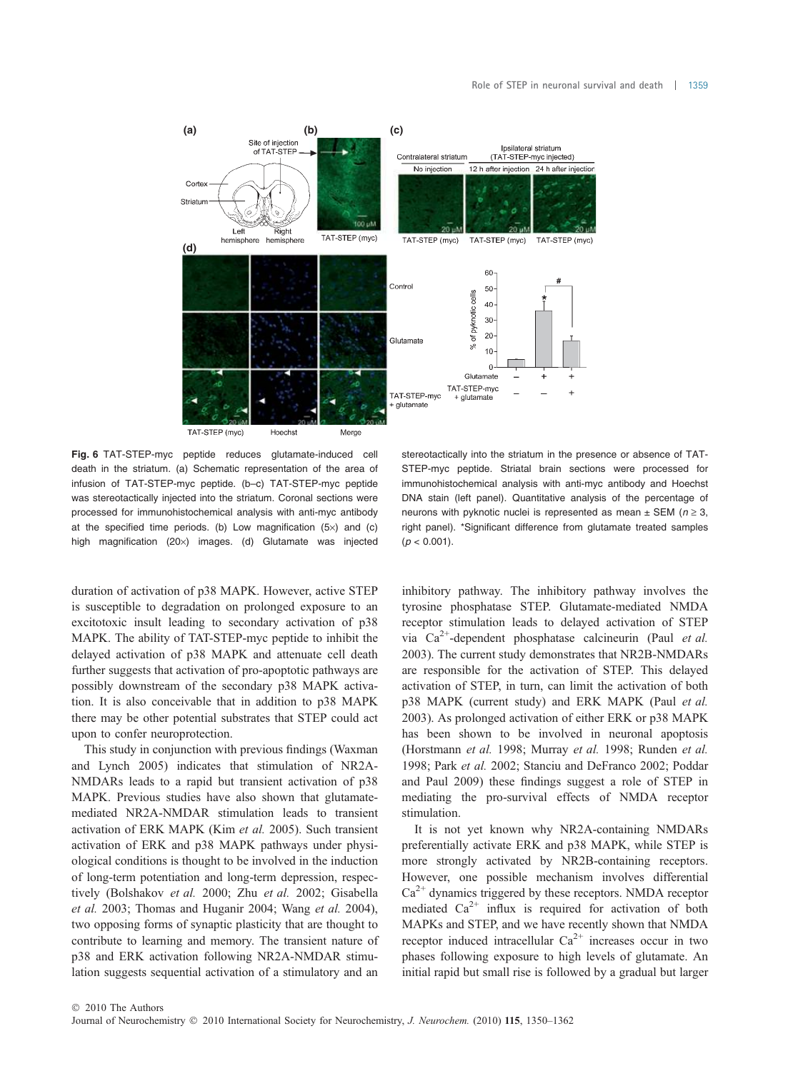**Fig. 6** TAT-STEP-myc peptide reduces glutamate-induced cell death in the striatum. (a) Schematic representation of the area of infusion of TAT-STEP-myc peptide. (b–c) TAT-STEP-myc peptide was stereotactically injected into the striatum. Coronal sections were processed for immunohistochemical analysis with anti-myc antibody at the specified time periods. (b) Low magnification (5×) and (c) high magnification (20×) images. (d) Glutamate was injected stereotactically into the striatum in the presence or absence of TAT-STEP-myc peptide. Striatal brain sections were processed for immunohistochemical analysis with anti-myc antibody and Hoechst DNA stain (left panel). Quantitative analysis of the percentage of neurons with pyknotic nuclei is represented as mean ± SEM ($n \geq 3$, right panel). *Significant difference from glutamate treated samples ($p < 0.001$).

duration of activation of p38 MAPK. However, active STEP is susceptible to degradation on prolonged exposure to an excitotoxic insult leading to secondary activation of p38 MAPK. The ability of TAT-STEP-myc peptide to inhibit the delayed activation of p38 MAPK and attenuate cell death further suggests that activation of pro-apoptotic pathways are possibly downstream of the secondary p38 MAPK activation. It is also conceivable that in addition to p38 MAPK there may be other potential substrates that STEP could act upon to confer neuroprotection.

This study in conjunction with previous findings (Waxman and Lynch 2005) indicates that stimulation of NR2A-NMDARs leads to a rapid but transient activation of p38 MAPK. Previous studies have also shown that glutamate-mediated NR2A-NMDAR stimulation leads to transient activation of ERK MAPK (Kim *et al.* 2005). Such transient activation of ERK and p38 MAPK pathways under physiological conditions is thought to be involved in the induction of long-term potentiation and long-term depression, respectively (Bolshakov *et al.* 2000; Zhu *et al.* 2002; Gisabella *et al.* 2003; Thomas and Huganir 2004; Wang *et al.* 2004), two opposing forms of synaptic plasticity that are thought to contribute to learning and memory. The transient nature of p38 and ERK activation following NR2A-NMDAR stimulation suggests sequential activation of a stimulatory and an inhibitory pathway. The inhibitory pathway involves the tyrosine phosphatase STEP. Glutamate-mediated NMDA receptor stimulation leads to delayed activation of STEP via $Ca^{2+}$-dependent phosphatase calcineurin (Paul *et al.* 2003). The current study demonstrates that NR2B-NMDARs are responsible for the activation of STEP. This delayed activation of STEP, in turn, can limit the activation of both p38 MAPK (current study) and ERK MAPK (Paul *et al.* 2003). As prolonged activation of either ERK or p38 MAPK has been shown to be involved in neuronal apoptosis (Horstmann *et al.* 1998; Murray *et al.* 1998; Runden *et al.* 1998; Park *et al.* 2002; Stanciu and DeFranco 2002; Poddar and Paul 2009) these findings suggest a role of STEP in mediating the pro-survival effects of NMDA receptor stimulation.

It is not yet known why NR2A-containing NMDARs preferentially activate ERK and p38 MAPK, while STEP is more strongly activated by NR2B-containing receptors. However, one possible mechanism involves differential $Ca^{2+}$ dynamics triggered by these receptors. NMDA receptor mediated $Ca^{2+}$ influx is required for activation of both MAPKs and STEP, and we have recently shown that NMDA receptor induced intracellular $Ca^{2+}$ increases occur in two phases following exposure to high levels of glutamate. An initial rapid but small rise is followed by a gradual but larger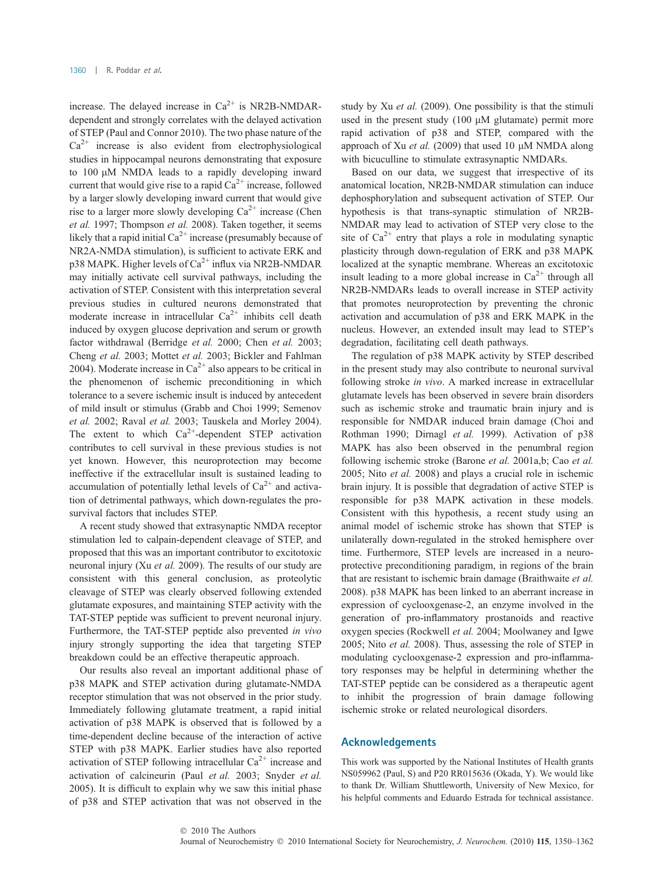increase. The delayed increase in $Ca^{2+}$ is NR2B-NMDAR-dependent and strongly correlates with the delayed activation of STEP (Paul and Connor 2010). The two phase nature of the $Ca^{2+}$ increase is also evident from electrophysiological studies in hippocampal neurons demonstrating that exposure to 100 μM NMDA leads to a rapidly developing inward current that would give rise to a rapid $Ca^{2+}$ increase, followed by a larger slowly developing inward current that would give rise to a larger more slowly developing $Ca^{2+}$ increase (Chen *et al.* 1997; Thompson *et al.* 2008). Taken together, it seems likely that a rapid initial $Ca^{2+}$ increase (presumably because of NR2A-NMDA stimulation), is sufficient to activate ERK and p38 MAPK. Higher levels of $Ca^{2+}$ influx via NR2B-NMDAR may initially activate cell survival pathways, including the activation of STEP. Consistent with this interpretation several previous studies in cultured neurons demonstrated that moderate increase in intracellular $Ca^{2+}$ inhibits cell death induced by oxygen glucose deprivation and serum or growth factor withdrawal (Berridge *et al.* 2000; Chen *et al.* 2003; Cheng *et al.* 2003; Mottet *et al.* 2003; Bickler and Fahlman 2004). Moderate increase in $Ca^{2+}$ also appears to be critical in the phenomenon of ischemic preconditioning in which tolerance to a severe ischemic insult is induced by antecedent of mild insult or stimulus (Grabb and Choi 1999; Semenov *et al.* 2002; Raval *et al.* 2003; Tauskela and Morley 2004). The extent to which $Ca^{2+}$-dependent STEP activation contributes to cell survival in these previous studies is not yet known. However, this neuroprotection may become ineffective if the extracellular insult is sustained leading to accumulation of potentially lethal levels of $Ca^{2+}$ and activation of detrimental pathways, which down-regulates the pro-survival factors that includes STEP.

A recent study showed that extrasynaptic NMDA receptor stimulation led to calpain-dependent cleavage of STEP, and proposed that this was an important contributor to excitotoxic neuronal injury (Xu *et al.* 2009). The results of our study are consistent with this general conclusion, as proteolytic cleavage of STEP was clearly observed following extended glutamate exposures, and maintaining STEP activity with the TAT-STEP peptide was sufficient to prevent neuronal injury. Furthermore, the TAT-STEP peptide also prevented *in vivo* injury strongly supporting the idea that targeting STEP breakdown could be an effective therapeutic approach.

Our results also reveal an important additional phase of p38 MAPK and STEP activation during glutamate-NMDA receptor stimulation that was not observed in the prior study. Immediately following glutamate treatment, a rapid initial activation of p38 MAPK is observed that is followed by a time-dependent decline because of the interaction of active STEP with p38 MAPK. Earlier studies have also reported activation of STEP following intracellular $Ca^{2+}$ increase and activation of calcineurin (Paul *et al.* 2003; Snyder *et al.* 2005). It is difficult to explain why we saw this initial phase of p38 and STEP activation that was not observed in the study by Xu *et al.* (2009). One possibility is that the stimuli used in the present study (100 μM glutamate) permit more rapid activation of p38 and STEP, compared with the approach of Xu *et al.* (2009) that used 10 μM NMDA along with bicuculline to stimulate extrasynaptic NMDARs.

Based on our data, we suggest that irrespective of its anatomical location, NR2B-NMDAR stimulation can induce dephosphorylation and subsequent activation of STEP. Our hypothesis is that trans-synaptic stimulation of NR2B-NMDAR may lead to activation of STEP very close to the site of $Ca^{2+}$ entry that plays a role in modulating synaptic plasticity through down-regulation of ERK and p38 MAPK localized at the synaptic membrane. Whereas an excitotoxic insult leading to a more global increase in $Ca^{2+}$ through all NR2B-NMDARs leads to overall increase in STEP activity that promotes neuroprotection by preventing the chronic activation and accumulation of p38 and ERK MAPK in the nucleus. However, an extended insult may lead to STEP's degradation, facilitating cell death pathways.

The regulation of p38 MAPK activity by STEP described in the present study may also contribute to neuronal survival following stroke *in vivo*. A marked increase in extracellular glutamate levels has been observed in severe brain disorders such as ischemic stroke and traumatic brain injury and is responsible for NMDAR induced brain damage (Choi and Rothman 1990; Dirnagl *et al.* 1999). Activation of p38 MAPK has also been observed in the penumbral region following ischemic stroke (Barone *et al.* 2001a,b; Cao *et al.* 2005; Nito *et al.* 2008) and plays a crucial role in ischemic brain injury. It is possible that degradation of active STEP is responsible for p38 MAPK activation in these models. Consistent with this hypothesis, a recent study using an animal model of ischemic stroke has shown that STEP is unilaterally down-regulated in the stroked hemisphere over time. Furthermore, STEP levels are increased in a neuroprotective preconditioning paradigm, in regions of the brain that are resistant to ischemic brain damage (Braithwaite *et al.* 2008). p38 MAPK has been linked to an aberrant increase in expression of cyclooxgenase-2, an enzyme involved in the generation of pro-inflammatory prostanoids and reactive oxygen species (Rockwell *et al.* 2004; Moolwaney and Igwe 2005; Nito *et al.* 2008). Thus, assessing the role of STEP in modulating cyclooxgenase-2 expression and pro-inflammatory responses may be helpful in determining whether the TAT-STEP peptide can be considered as a therapeutic agent to inhibit the progression of brain damage following ischemic stroke or related neurological disorders.

## Acknowledgements

This work was supported by the National Institutes of Health grants NS059962 (Paul, S) and P20 RR015636 (Okada, Y). We would like to thank Dr. William Shuttleworth, University of New Mexico, for his helpful comments and Eduardo Estrada for technical assistance.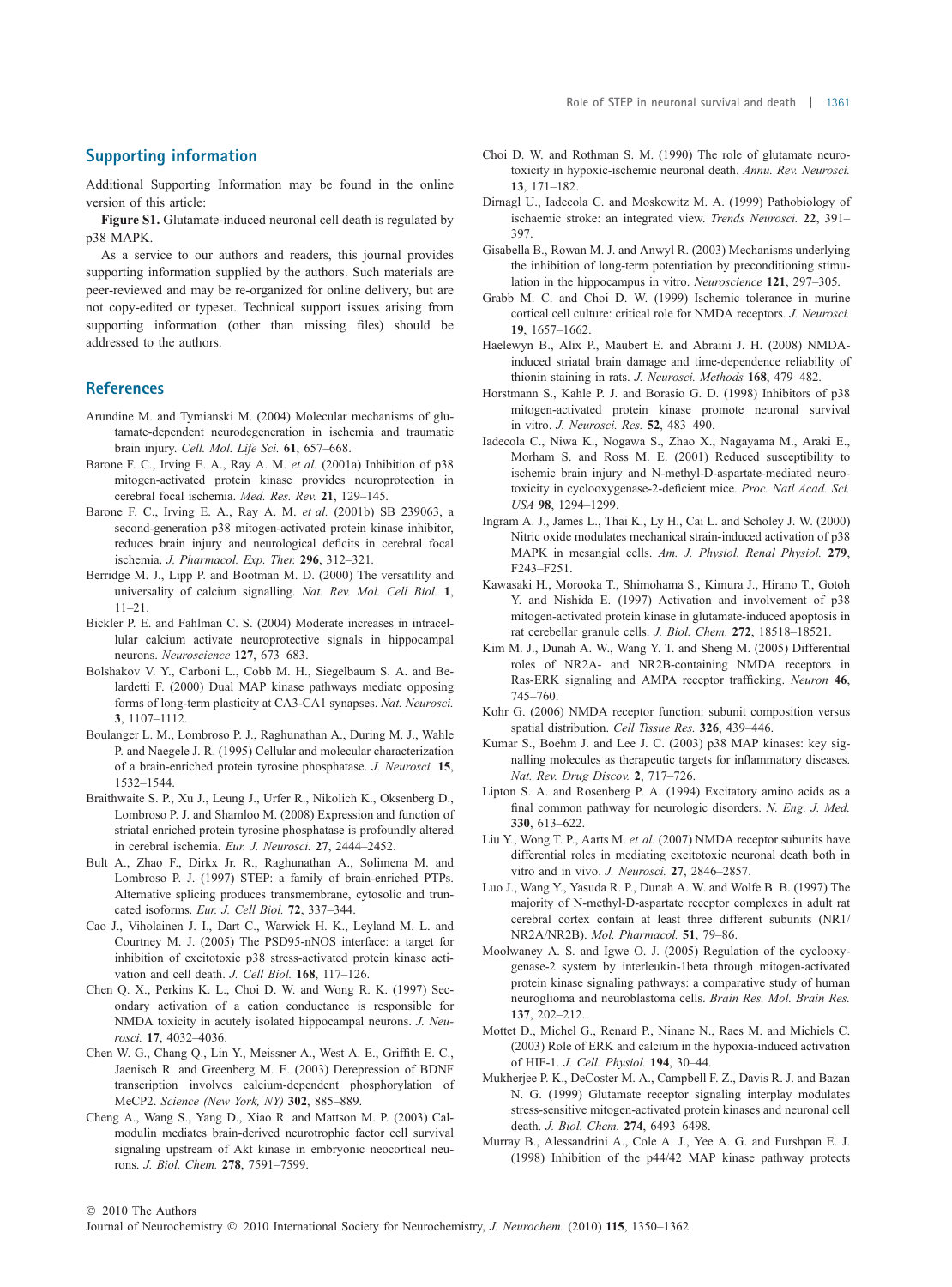## Supporting information

Additional Supporting Information may be found in the online version of this article:

**Figure S1.** Glutamate-induced neuronal cell death is regulated by p38 MAPK.

As a service to our authors and readers, this journal provides supporting information supplied by the authors. Such materials are peer-reviewed and may be re-organized for online delivery, but are not copy-edited or typeset. Technical support issues arising from supporting information (other than missing files) should be addressed to the authors.

## References

Arundine M. and Tymianski M. (2004) Molecular mechanisms of glutamate-dependent neurodegeneration in ischemia and traumatic brain injury. *Cell. Mol. Life Sci.* **61**, 657–668.

Barone F. C., Irving E. A., Ray A. M. *et al.* (2001a) Inhibition of p38 mitogen-activated protein kinase provides neuroprotection in cerebral focal ischemia. *Med. Res. Rev.* **21**, 129–145.

Barone F. C., Irving E. A., Ray A. M. *et al.* (2001b) SB 239063, a second-generation p38 mitogen-activated protein kinase inhibitor, reduces brain injury and neurological deficits in cerebral focal ischemia. *J. Pharmacol. Exp. Ther.* **296**, 312–321.

Berridge M. J., Lipp P. and Bootman M. D. (2000) The versatility and universality of calcium signalling. *Nat. Rev. Mol. Cell Biol.* **1**, 11–21.

Bickler P. E. and Fahlman C. S. (2004) Moderate increases in intracellular calcium activate neuroprotective signals in hippocampal neurons. *Neuroscience* **127**, 673–683.

Bolshakov V. Y., Carboni L., Cobb M. H., Siegelbaum S. A. and Belardetti F. (2000) Dual MAP kinase pathways mediate opposing forms of long-term plasticity at CA3-CA1 synapses. *Nat. Neurosci.* **3**, 1107–1112.

Boulanger L. M., Lombroso P. J., Raghunathan A., During M. J., Wahle P. and Naegele J. R. (1995) Cellular and molecular characterization of a brain-enriched protein tyrosine phosphatase. *J. Neurosci.* **15**, 1532–1544.

Braithwaite S. P., Xu J., Leung J., Urfer R., Nikolich K., Oksenberg D., Lombroso P. J. and Shamloo M. (2008) Expression and function of striatal enriched protein tyrosine phosphatase is profoundly altered in cerebral ischemia. *Eur. J. Neurosci.* **27**, 2444–2452.

Bult A., Zhao F., Dirkx Jr. R., Raghunathan A., Solimena M. and Lombroso P. J. (1997) STEP: a family of brain-enriched PTPs. Alternative splicing produces transmembrane, cytosolic and truncated isoforms. *Eur. J. Cell Biol.* **72**, 337–344.

Cao J., Viholainen J. I., Dart C., Warwick H. K., Leyland M. L. and Courtney M. J. (2005) The PSD95-nNOS interface: a target for inhibition of excitotoxic p38 stress-activated protein kinase activation and cell death. *J. Cell Biol.* **168**, 117–126.

Chen Q. X., Perkins K. L., Choi D. W. and Wong R. K. (1997) Secondary activation of a cation conductance is responsible for NMDA toxicity in acutely isolated hippocampal neurons. *J. Neurosci.* **17**, 4032–4036.

Chen W. G., Chang Q., Lin Y., Meissner A., West A. E., Griffith E. C., Jaenisch R. and Greenberg M. E. (2003) Derepression of BDNF transcription involves calcium-dependent phosphorylation of MeCP2. *Science (New York, NY)* **302**, 885–889.

Cheng A., Wang S., Yang D., Xiao R. and Mattson M. P. (2003) Calmodulin mediates brain-derived neurotrophic factor cell survival signaling upstream of Akt kinase in embryonic neocortical neurons. *J. Biol. Chem.* **278**, 7591–7599.

Choi D. W. and Rothman S. M. (1990) The role of glutamate neurotoxicity in hypoxic-ischemic neuronal death. *Annu. Rev. Neurosci.* **13**, 171–182.

Dirnagl U., Iadecola C. and Moskowitz M. A. (1999) Pathobiology of ischaemic stroke: an integrated view. *Trends Neurosci.* **22**, 391–397.

Gisabella B., Rowan M. J. and Anwyl R. (2003) Mechanisms underlying the inhibition of long-term potentiation by preconditioning stimulation in the hippocampus in vitro. *Neuroscience* **121**, 297–305.

Grabb M. C. and Choi D. W. (1999) Ischemic tolerance in murine cortical cell culture: critical role for NMDA receptors. *J. Neurosci.* **19**, 1657–1662.

Haelewyn B., Alix P., Maubert E. and Abraini J. H. (2008) NMDA-induced striatal brain damage and time-dependence reliability of thionin staining in rats. *J. Neurosci. Methods* **168**, 479–482.

Horstmann S., Kahle P. J. and Borasio G. D. (1998) Inhibitors of p38 mitogen-activated protein kinase promote neuronal survival in vitro. *J. Neurosci. Res.* **52**, 483–490.

Iadecola C., Niwa K., Nogawa S., Zhao X., Nagayama M., Araki E., Morham S. and Ross M. E. (2001) Reduced susceptibility to ischemic brain injury and N-methyl-D-aspartate-mediated neurotoxicity in cyclooxygenase-2-deficient mice. *Proc. Natl Acad. Sci. USA* **98**, 1294–1299.

Ingram A. J., James L., Thai K., Ly H., Cai L. and Scholey J. W. (2000) Nitric oxide modulates mechanical strain-induced activation of p38 MAPK in mesangial cells. *Am. J. Physiol. Renal Physiol.* **279**, F243–F251.

Kawasaki H., Morooka T., Shimohama S., Kimura J., Hirano T., Gotoh Y. and Nishida E. (1997) Activation and involvement of p38 mitogen-activated protein kinase in glutamate-induced apoptosis in rat cerebellar granule cells. *J. Biol. Chem.* **272**, 18518–18521.

Kim M. J., Dunah A. W., Wang Y. T. and Sheng M. (2005) Differential roles of NR2A- and NR2B-containing NMDA receptors in Ras-ERK signaling and AMPA receptor trafficking. *Neuron* **46**, 745–760.

Kohr G. (2006) NMDA receptor function: subunit composition versus spatial distribution. *Cell Tissue Res.* **326**, 439–446.

Kumar S., Boehm J. and Lee J. C. (2003) p38 MAP kinases: key signalling molecules as therapeutic targets for inflammatory diseases. *Nat. Rev. Drug Discov.* **2**, 717–726.

Lipton S. A. and Rosenberg P. A. (1994) Excitatory amino acids as a final common pathway for neurologic disorders. *N. Eng. J. Med.* **330**, 613–622.

Liu Y., Wong T. P., Aarts M. *et al.* (2007) NMDA receptor subunits have differential roles in mediating excitotoxic neuronal death both in vitro and in vivo. *J. Neurosci.* **27**, 2846–2857.

Luo J., Wang Y., Yasuda R. P., Dunah A. W. and Wolfe B. B. (1997) The majority of N-methyl-D-aspartate receptor complexes in adult rat cerebral cortex contain at least three different subunits (NR1/NR2A/NR2B). *Mol. Pharmacol.* **51**, 79–86.

Moolwaney A. S. and Igwe O. J. (2005) Regulation of the cyclooxygenase-2 system by interleukin-1beta through mitogen-activated protein kinase signaling pathways: a comparative study of human neuroglioma and neuroblastoma cells. *Brain Res. Mol. Brain Res.* **137**, 202–212.

Mottet D., Michel G., Renard P., Ninane N., Raes M. and Michiels C. (2003) Role of ERK and calcium in the hypoxia-induced activation of HIF-1. *J. Cell. Physiol.* **194**, 30–44.

Mukherjee P. K., DeCoster M. A., Campbell F. Z., Davis R. J. and Bazan N. G. (1999) Glutamate receptor signaling interplay modulates stress-sensitive mitogen-activated protein kinases and neuronal cell death. *J. Biol. Chem.* **274**, 6493–6498.

Murray B., Alessandrini A., Cole A. J., Yee A. G. and Furshpan E. J. (1998) Inhibition of the p44/42 MAP kinase pathway protects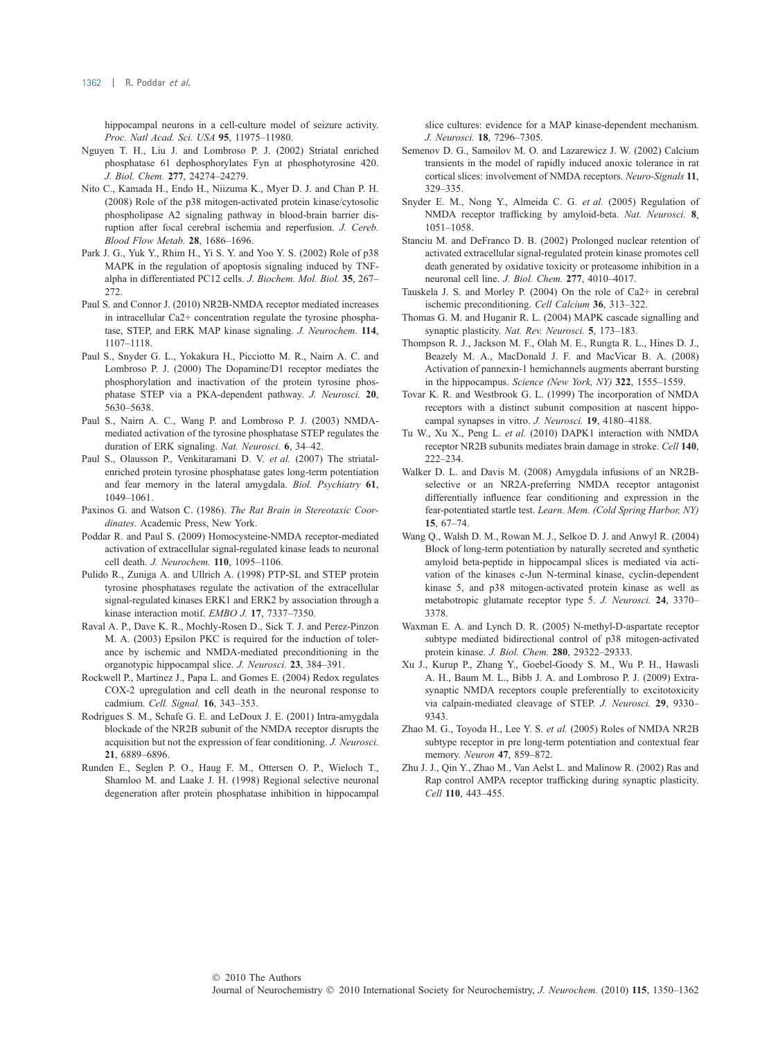hippocampal neurons in a cell-culture model of seizure activity. *Proc. Natl Acad. Sci. USA* **95**, 11975–11980.

Nguyen T. H., Liu J. and Lombroso P. J. (2002) Striatal enriched phosphatase 61 dephosphorylates Fyn at phosphotyrosine 420. *J. Biol. Chem.* **277**, 24274–24279.

Nito C., Kamada H., Endo H., Niizuma K., Myer D. J. and Chan P. H. (2008) Role of the p38 mitogen-activated protein kinase/cytosolic phospholipase A2 signaling pathway in blood-brain barrier disruption after focal cerebral ischemia and reperfusion. *J. Cereb. Blood Flow Metab.* **28**, 1686–1696.

Park J. G., Yuk Y., Rhim H., Yi S. Y. and Yoo Y. S. (2002) Role of p38 MAPK in the regulation of apoptosis signaling induced by TNF-alpha in differentiated PC12 cells. *J. Biochem. Mol. Biol.* **35**, 267–272.

Paul S. and Connor J. (2010) NR2B-NMDA receptor mediated increases in intracellular Ca2+ concentration regulate the tyrosine phosphatase, STEP, and ERK MAP kinase signaling. *J. Neurochem.* **114**, 1107–1118.

Paul S., Snyder G. L., Yokakura H., Picciotto M. R., Nairn A. C. and Lombroso P. J. (2000) The Dopamine/D1 receptor mediates the phosphorylation and inactivation of the protein tyrosine phosphatase STEP via a PKA-dependent pathway. *J. Neurosci.* **20**, 5630–5638.

Paul S., Nairn A. C., Wang P. and Lombroso P. J. (2003) NMDA-mediated activation of the tyrosine phosphatase STEP regulates the duration of ERK signaling. *Nat. Neurosci.* **6**, 34–42.

Paul S., Olausson P., Venkitaramani D. V. *et al.* (2007) The striatal-enriched protein tyrosine phosphatase gates long-term potentiation and fear memory in the lateral amygdala. *Biol. Psychiatry* **61**, 1049–1061.

Paxinos G. and Watson C. (1986). *The Rat Brain in Stereotaxic Coordinates*. Academic Press, New York.

Poddar R. and Paul S. (2009) Homocysteine-NMDA receptor-mediated activation of extracellular signal-regulated kinase leads to neuronal cell death. *J. Neurochem.* **110**, 1095–1106.

Pulido R., Zuniga A. and Ullrich A. (1998) PTP-SL and STEP protein tyrosine phosphatases regulate the activation of the extracellular signal-regulated kinases ERK1 and ERK2 by association through a kinase interaction motif. *EMBO J.* **17**, 7337–7350.

Raval A. P., Dave K. R., Mochly-Rosen D., Sick T. J. and Perez-Pinzon M. A. (2003) Epsilon PKC is required for the induction of tolerance by ischemic and NMDA-mediated preconditioning in the organotypic hippocampal slice. *J. Neurosci.* **23**, 384–391.

Rockwell P., Martinez J., Papa L. and Gomes E. (2004) Redox regulates COX-2 upregulation and cell death in the neuronal response to cadmium. *Cell. Signal.* **16**, 343–353.

Rodrigues S. M., Schafe G. E. and LeDoux J. E. (2001) Intra-amygdala blockade of the NR2B subunit of the NMDA receptor disrupts the acquisition but not the expression of fear conditioning. *J. Neurosci.* **21**, 6889–6896.

Runden E., Seglen P. O., Haug F. M., Ottersen O. P., Wieloch T., Shamloo M. and Laake J. H. (1998) Regional selective neuronal degeneration after protein phosphatase inhibition in hippocampal slice cultures: evidence for a MAP kinase-dependent mechanism. *J. Neurosci.* **18**, 7296–7305.

Semenov D. G., Samoilov M. O. and Lazarewicz J. W. (2002) Calcium transients in the model of rapidly induced anoxic tolerance in rat cortical slices: involvement of NMDA receptors. *Neuro-Signals* **11**, 329–335.

Snyder E. M., Nong Y., Almeida C. G. *et al.* (2005) Regulation of NMDA receptor trafficking by amyloid-beta. *Nat. Neurosci.* **8**, 1051–1058.

Stanciu M. and DeFranco D. B. (2002) Prolonged nuclear retention of activated extracellular signal-regulated protein kinase promotes cell death generated by oxidative toxicity or proteasome inhibition in a neuronal cell line. *J. Biol. Chem.* **277**, 4010–4017.

Tauskela J. S. and Morley P. (2004) On the role of Ca2+ in cerebral ischemic preconditioning. *Cell Calcium* **36**, 313–322.

Thomas G. M. and Huganir R. L. (2004) MAPK cascade signalling and synaptic plasticity. *Nat. Rev. Neurosci.* **5**, 173–183.

Thompson R. J., Jackson M. F., Olah M. E., Rungta R. L., Hines D. J., Beazely M. A., MacDonald J. F. and MacVicar B. A. (2008) Activation of pannexin-1 hemichannels augments aberrant bursting in the hippocampus. *Science (New York, NY)* **322**, 1555–1559.

Tovar K. R. and Westbrook G. L. (1999) The incorporation of NMDA receptors with a distinct subunit composition at nascent hippocampal synapses in vitro. *J. Neurosci.* **19**, 4180–4188.

Tu W., Xu X., Peng L. *et al.* (2010) DAPK1 interaction with NMDA receptor NR2B subunits mediates brain damage in stroke. *Cell* **140**, 222–234.

Walker D. L. and Davis M. (2008) Amygdala infusions of an NR2B-selective or an NR2A-preferring NMDA receptor antagonist differentially influence fear conditioning and expression in the fear-potentiated startle test. *Learn. Mem. (Cold Spring Harbor, NY)* **15**, 67–74.

Wang Q., Walsh D. M., Rowan M. J., Selkoe D. J. and Anwyl R. (2004) Block of long-term potentiation by naturally secreted and synthetic amyloid beta-peptide in hippocampal slices is mediated via activation of the kinases c-Jun N-terminal kinase, cyclin-dependent kinase 5, and p38 mitogen-activated protein kinase as well as metabotropic glutamate receptor type 5. *J. Neurosci.* **24**, 3370–3378.

Waxman E. A. and Lynch D. R. (2005) N-methyl-D-aspartate receptor subtype mediated bidirectional control of p38 mitogen-activated protein kinase. *J. Biol. Chem.* **280**, 29322–29333.

Xu J., Kurup P., Zhang Y., Goebel-Goody S. M., Wu P. H., Hawasli A. H., Baum M. L., Bibb J. A. and Lombroso P. J. (2009) Extrasynaptic NMDA receptors couple preferentially to excitotoxicity via calpain-mediated cleavage of STEP. *J. Neurosci.* **29**, 9330–9343.

Zhao M. G., Toyoda H., Lee Y. S. *et al.* (2005) Roles of NMDA NR2B subtype receptor in pre long-term potentiation and contextual fear memory. *Neuron* **47**, 859–872.

Zhu J. J., Qin Y., Zhao M., Van Aelst L. and Malinow R. (2002) Ras and Rap control AMPA receptor trafficking during synaptic plasticity. *Cell* **110**, 443–455.